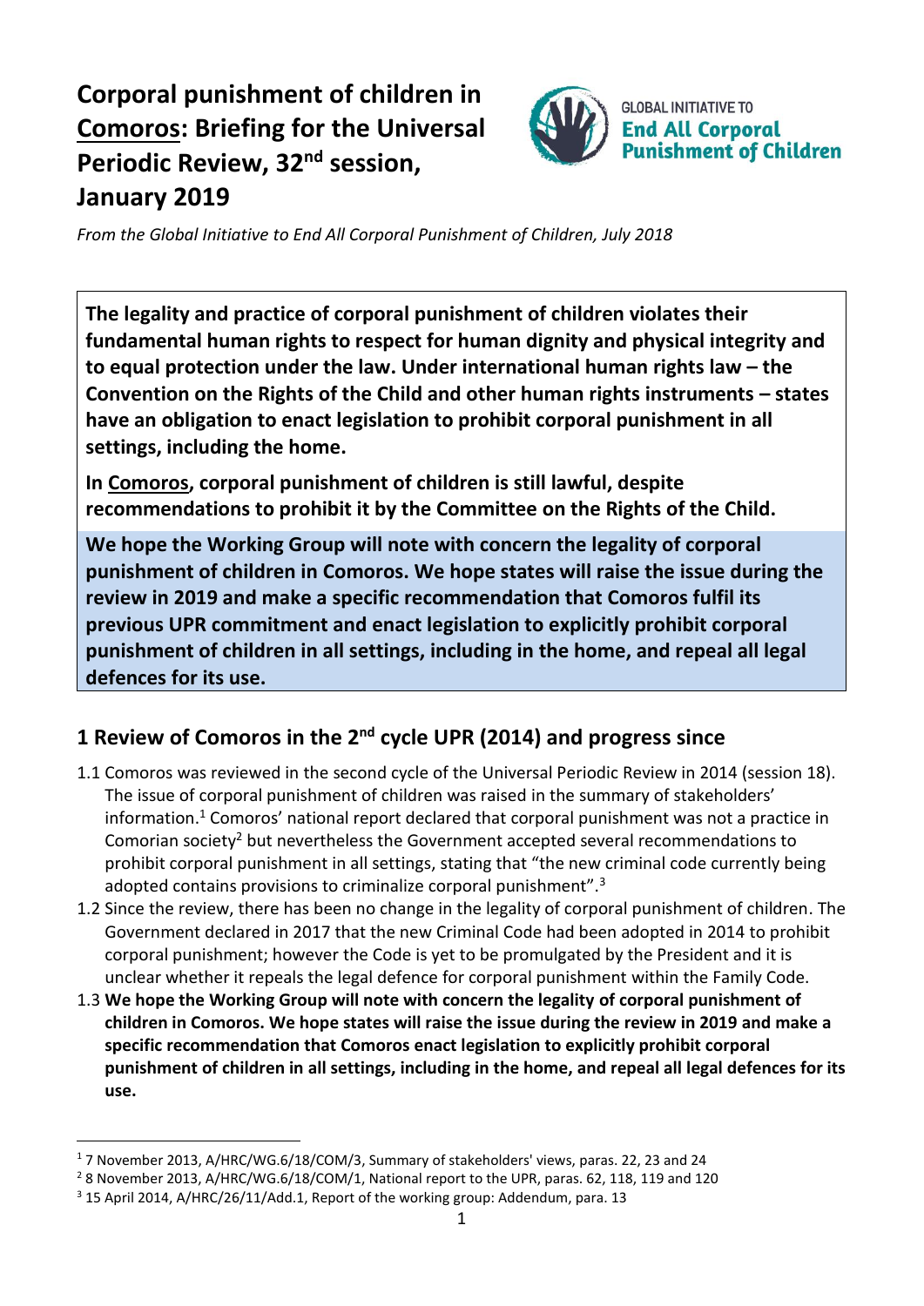# Corporal punishment of children in Comoros: Briefing for the Universal Periodic Review, 32nd session, January 2019

GLOBAL INITIATIVE TO **End All Corporal Punishment of Children**

*From the Global Initiative to End All Corporal Punishment of Children, July 2018*

**The legality and practice of corporal punishment of children violates their fundamental human rights to respect for human dignity and physical integrity and to equal protection under the law. Under international human rights law – the Convention on the Rights of the Child and other human rights instruments – states have an obligation to enact legislation to prohibit corporal punishment in all settings, including the home.**

**In Comoros, corporal punishment of children is still lawful, despite recommendations to prohibit it by the Committee on the Rights of the Child.**

**We hope the Working Group will note with concern the legality of corporal punishment of children in Comoros. We hope states will raise the issue during the review in 2019 and make a specific recommendation that Comoros fulfil its previous UPR commitment and enact legislation to explicitly prohibit corporal punishment of children in all settings, including in the home, and repeal all legal defences for its use.**

## 1 Review of Comoros in the 2nd cycle UPR (2014) and progress since

1.1 Comoros was reviewed in the second cycle of the Universal Periodic Review in 2014 (session 18). The issue of corporal punishment of children was raised in the summary of stakeholders' information.[1] Comoros' national report declared that corporal punishment was not a practice in Comorian society[2] but nevertheless the Government accepted several recommendations to prohibit corporal punishment in all settings, stating that "the new criminal code currently being adopted contains provisions to criminalize corporal punishment".[3]

1.2 Since the review, there has been no change in the legality of corporal punishment of children. The Government declared in 2017 that the new Criminal Code had been adopted in 2014 to prohibit corporal punishment; however the Code is yet to be promulgated by the President and it is unclear whether it repeals the legal defence for corporal punishment within the Family Code.

1.3 **We hope the Working Group will note with concern the legality of corporal punishment of children in Comoros. We hope states will raise the issue during the review in 2019 and make a specific recommendation that Comoros enact legislation to explicitly prohibit corporal punishment of children in all settings, including in the home, and repeal all legal defences for its use.**

---

[1] 7 November 2013, A/HRC/WG.6/18/COM/3, Summary of stakeholders' views, paras. 22, 23 and 24

[2] 8 November 2013, A/HRC/WG.6/18/COM/1, National report to the UPR, paras. 62, 118, 119 and 120

[3] 15 April 2014, A/HRC/26/11/Add.1, Report of the working group: Addendum, para. 13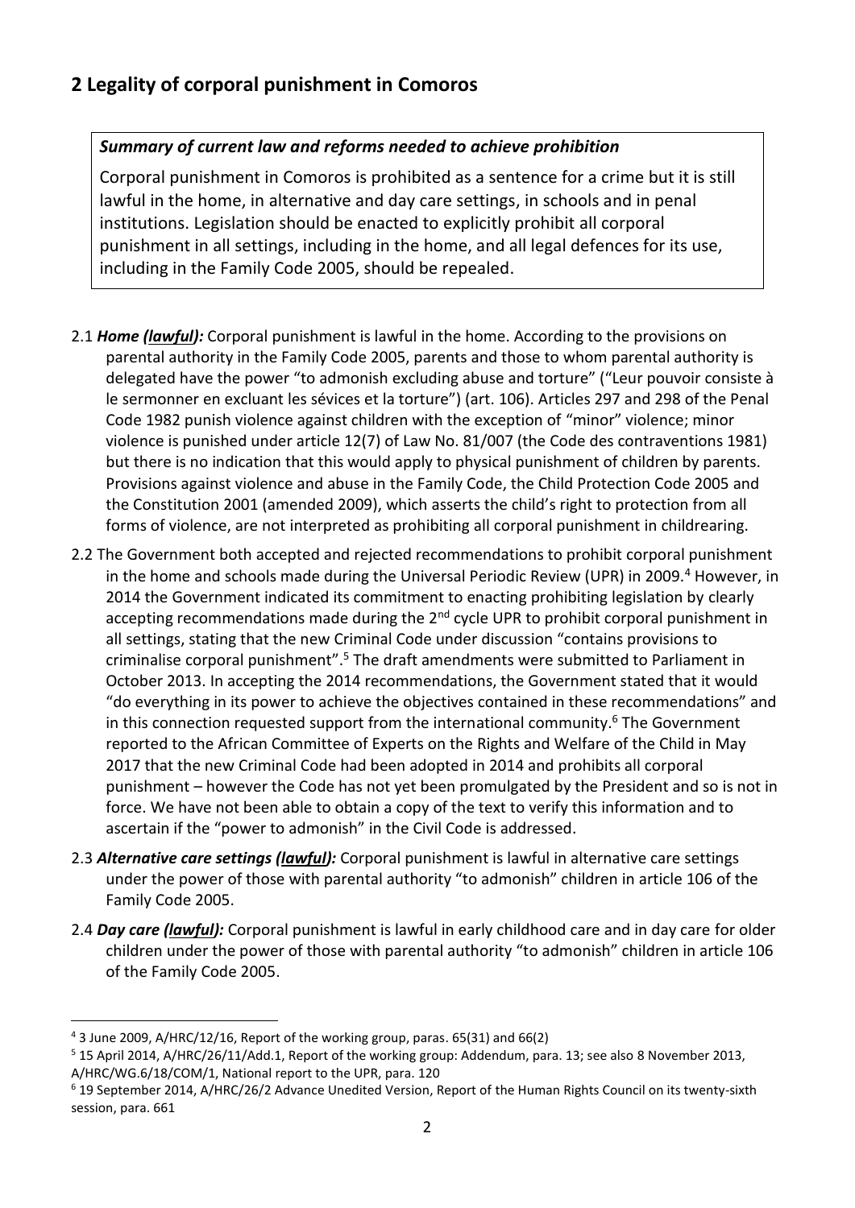## 2 Legality of corporal punishment in Comoros

> ***Summary of current law and reforms needed to achieve prohibition***
>
> Corporal punishment in Comoros is prohibited as a sentence for a crime but it is still lawful in the home, in alternative and day care settings, in schools and in penal institutions. Legislation should be enacted to explicitly prohibit all corporal punishment in all settings, including in the home, and all legal defences for its use, including in the Family Code 2005, should be repealed.

2.1 ***Home (lawful):*** Corporal punishment is lawful in the home. According to the provisions on parental authority in the Family Code 2005, parents and those to whom parental authority is delegated have the power "to admonish excluding abuse and torture" ("Leur pouvoir consiste à le sermonner en excluant les sévices et la torture") (art. 106). Articles 297 and 298 of the Penal Code 1982 punish violence against children with the exception of "minor" violence; minor violence is punished under article 12(7) of Law No. 81/007 (the Code des contraventions 1981) but there is no indication that this would apply to physical punishment of children by parents. Provisions against violence and abuse in the Family Code, the Child Protection Code 2005 and the Constitution 2001 (amended 2009), which asserts the child's right to protection from all forms of violence, are not interpreted as prohibiting all corporal punishment in childrearing.

2.2 The Government both accepted and rejected recommendations to prohibit corporal punishment in the home and schools made during the Universal Periodic Review (UPR) in 2009.[4] However, in 2014 the Government indicated its commitment to enacting prohibiting legislation by clearly accepting recommendations made during the 2nd cycle UPR to prohibit corporal punishment in all settings, stating that the new Criminal Code under discussion "contains provisions to criminalise corporal punishment".[5] The draft amendments were submitted to Parliament in October 2013. In accepting the 2014 recommendations, the Government stated that it would "do everything in its power to achieve the objectives contained in these recommendations" and in this connection requested support from the international community.[6] The Government reported to the African Committee of Experts on the Rights and Welfare of the Child in May 2017 that the new Criminal Code had been adopted in 2014 and prohibits all corporal punishment – however the Code has not yet been promulgated by the President and so is not in force. We have not been able to obtain a copy of the text to verify this information and to ascertain if the "power to admonish" in the Civil Code is addressed.

2.3 ***Alternative care settings (lawful):*** Corporal punishment is lawful in alternative care settings under the power of those with parental authority "to admonish" children in article 106 of the Family Code 2005.

2.4 ***Day care (lawful):*** Corporal punishment is lawful in early childhood care and in day care for older children under the power of those with parental authority "to admonish" children in article 106 of the Family Code 2005.

---

[4] 3 June 2009, A/HRC/12/16, Report of the working group, paras. 65(31) and 66(2)

[5] 15 April 2014, A/HRC/26/11/Add.1, Report of the working group: Addendum, para. 13; see also 8 November 2013, A/HRC/WG.6/18/COM/1, National report to the UPR, para. 120

[6] 19 September 2014, A/HRC/26/2 Advance Unedited Version, Report of the Human Rights Council on its twenty-sixth session, para. 661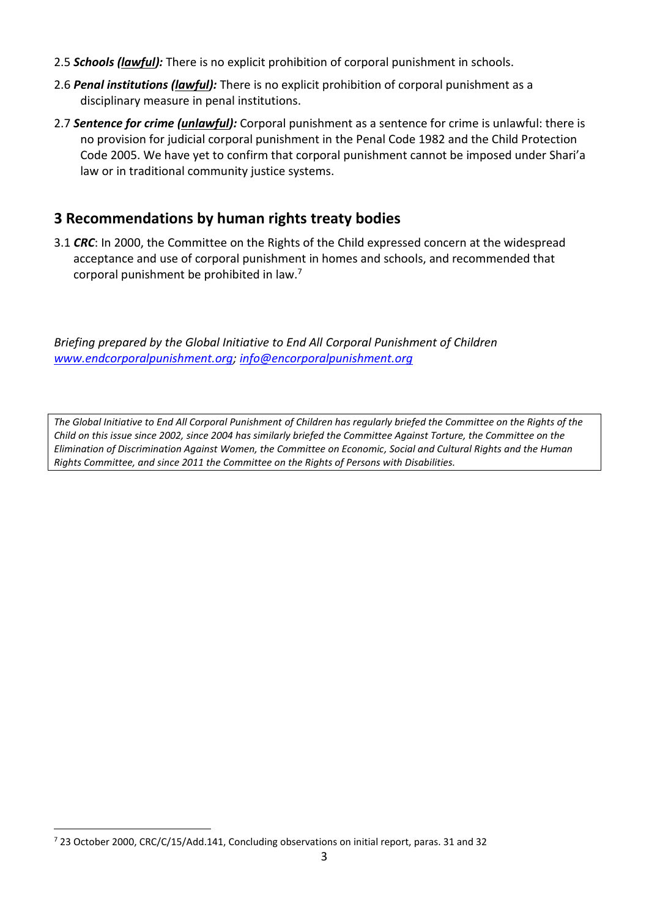2.5 ***Schools (lawful):*** There is no explicit prohibition of corporal punishment in schools.

2.6 ***Penal institutions (lawful):*** There is no explicit prohibition of corporal punishment as a disciplinary measure in penal institutions.

2.7 ***Sentence for crime (unlawful):*** Corporal punishment as a sentence for crime is unlawful: there is no provision for judicial corporal punishment in the Penal Code 1982 and the Child Protection Code 2005. We have yet to confirm that corporal punishment cannot be imposed under Shari'a law or in traditional community justice systems.

## 3 Recommendations by human rights treaty bodies

3.1 ***CRC***: In 2000, the Committee on the Rights of the Child expressed concern at the widespread acceptance and use of corporal punishment in homes and schools, and recommended that corporal punishment be prohibited in law.[7]

*Briefing prepared by the Global Initiative to End All Corporal Punishment of Children*
*www.endcorporalpunishment.org; info@encorporalpunishment.org*

*The Global Initiative to End All Corporal Punishment of Children has regularly briefed the Committee on the Rights of the Child on this issue since 2002, since 2004 has similarly briefed the Committee Against Torture, the Committee on the Elimination of Discrimination Against Women, the Committee on Economic, Social and Cultural Rights and the Human Rights Committee, and since 2011 the Committee on the Rights of Persons with Disabilities.*

[7] 23 October 2000, CRC/C/15/Add.141, Concluding observations on initial report, paras. 31 and 32